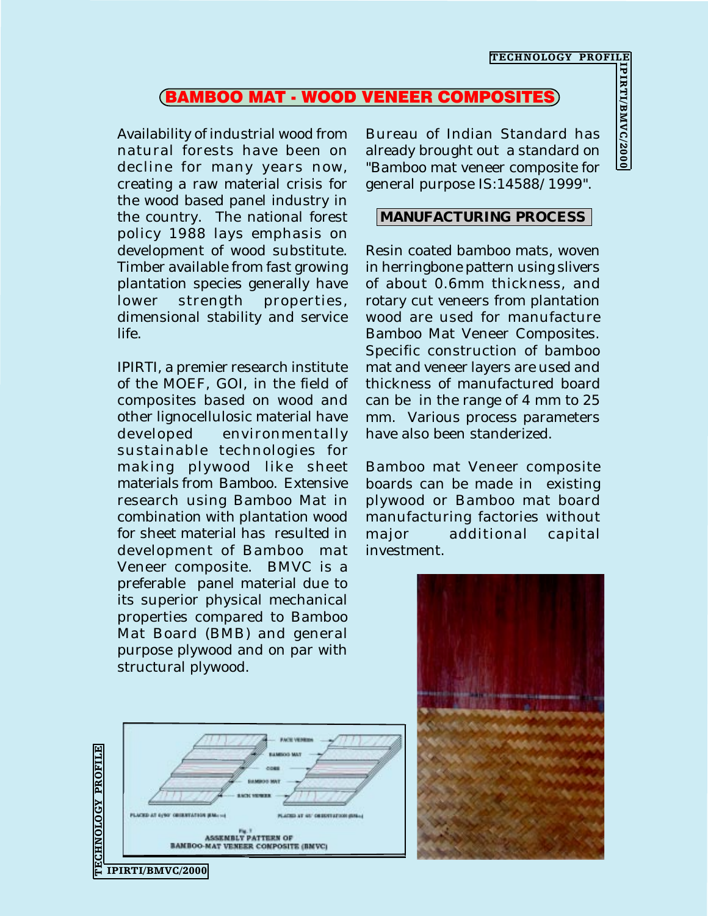# BAMBOO MAT - WOOD VENEER COMPOSITES

Availability of industrial wood from natural forests have been on decline for many years now, creating a raw material crisis for the wood based panel industry in the country. The national forest policy 1988 lays emphasis on development of wood substitute. Timber available from fast growing plantation species generally have lower strength properties, dimensional stability and service life.

IPIRTI, a premier research institute of the MOEF, GOI, in the field of composites based on wood and other lignocellulosic material have developed environmentally sustainable technologies for making plywood like sheet materials from Bamboo. Extensive research using Bamboo Mat in combination with plantation wood for sheet material has resulted in development of Bamboo mat Veneer composite. BMVC is a preferable panel material due to its superior physical mechanical properties compared to Bamboo Mat Board (BMB) and general purpose plywood and on par with structural plywood.

Bureau of Indian Standard has already brought out a standard on "Bamboo mat veneer composite for general purpose IS:14588/1999".

## MANUFACTURING PROCESS

Resin coated bamboo mats, woven in herringbone pattern using slivers of about 0.6mm thickness, and rotary cut veneers from plantation wood are used for manufacture Bamboo Mat Veneer Composites. Specific construction of bamboo mat and veneer layers are used and thickness of manufactured board can be in the range of 4 mm to 25 mm. Various process parameters have also been standerized.

Bamboo mat Veneer composite boards can be made in existing plywood or Bamboo mat board manufacturing factories without major additional capital investment.

Fig. 1 ASSEMBLY PATTERN OF BAMBOO-MAT VENEER COMPOSITE (BMVC)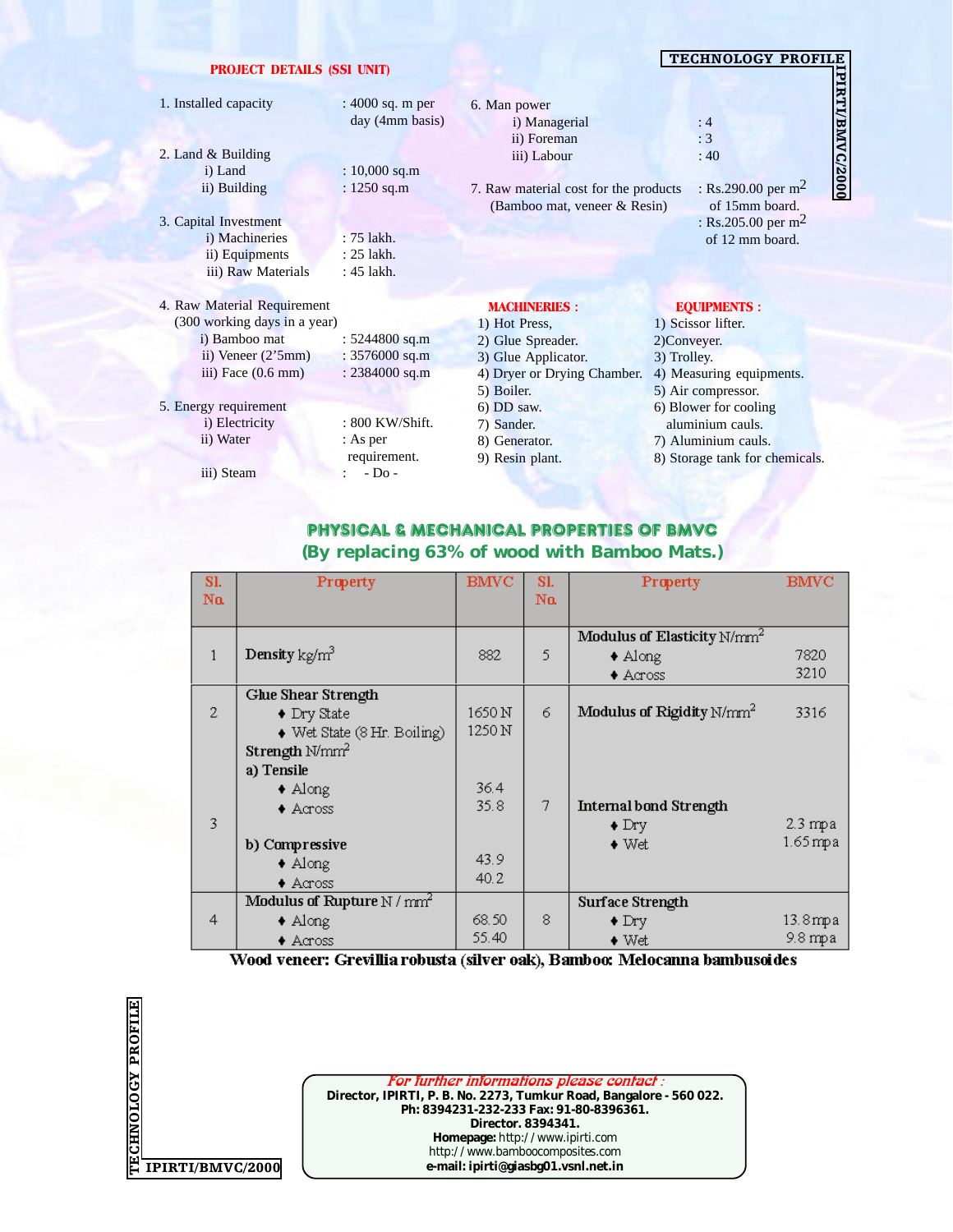## PROJECT DETAILS (SSI UNIT)

1. Installed capacity : 4000 sq. m per day (4mm basis)

2. Land & Building
   - i) Land : 10,000 sq.m
   - ii) Building : 1250 sq.m

3. Capital Investment
   - i) Machineries : 75 lakh.
   - ii) Equipments : 25 lakh.
   - iii) Raw Materials : 45 lakh.

4. Raw Material Requirement (300 working days in a year)
   - i) Bamboo mat : 5244800 sq.m
   - ii) Veneer (2'5mm) : 3576000 sq.m
   - iii) Face (0.6 mm) : 2384000 sq.m

5. Energy requirement
   - i) Electricity : 800 KW/Shift.
   - ii) Water : As per requirement.
   - iii) Steam : - Do -

6. Man power
   - i) Managerial : 4
   - ii) Foreman : 3
   - iii) Labour : 40

7. Raw material cost for the products (Bamboo mat, veneer & Resin) : Rs.290.00 per $m^2$ of 15mm board.
   : Rs.205.00 per $m^2$ of 12 mm board.

**MACHINERIES :**

1) Hot Press,
2) Glue Spreader.
3) Glue Applicator.
4) Dryer or Drying Chamber.
5) Boiler.
6) DD saw.
7) Sander.
8) Generator.
9) Resin plant.

**EQUIPMENTS :**

1) Scissor lifter.
2) Conveyer.
3) Trolley.
4) Measuring equipments.
5) Air compressor.
6) Blower for cooling aluminium cauls.
7) Aluminium cauls.
8) Storage tank for chemicals.

## PHYSICAL & MECHANICAL PROPERTIES OF BMVC
### (By replacing 63% of wood with Bamboo Mats.)

| Sl. No. | Property | BMVC | Sl. No. | Property | BMVC |
|---|---|---|---|---|---|
| 1 | **Density** kg/$m^3$ | 882 | 5 | **Modulus of Elasticity** N/$mm^2$ ♦ Along ♦ Across | 7820 3210 |
| 2 | **Glue Shear Strength** ♦ Dry State ♦ Wet State (8 Hr. Boiling) | 1650 N 1250 N | 6 | **Modulus of Rigidity** N/$mm^2$ | 3316 |
| 3 | **Strength** N/$mm^2$ **a) Tensile** ♦ Along ♦ Across **b) Compressive** ♦ Along ♦ Across | 36.4 35.8 43.9 40.2 | 7 | **Internal bond Strength** ♦ Dry ♦ Wet | 2.3 mpa 1.65 mpa |
| 4 | **Modulus of Rupture** N / $mm^2$ ♦ Along ♦ Across | 68.50 55.40 | 8 | **Surface Strength** ♦ Dry ♦ Wet | 13.8 mpa 9.8 mpa |

**Wood veneer: Grevillia robusta (silver oak), Bamboo: Melocanna bambusoides**

*For further informations please contact :*
**Director, IPIRTI, P. B. No. 2273, Tumkur Road, Bangalore - 560 022.**
**Ph: 8394231-232-233 Fax: 91-80-8396361.**
**Director. 8394341.**
**Homepage:** http://www.ipirti.com
http://www.bamboocomposites.com
**e-mail: ipirti@giasbg01.vsnl.net.in**